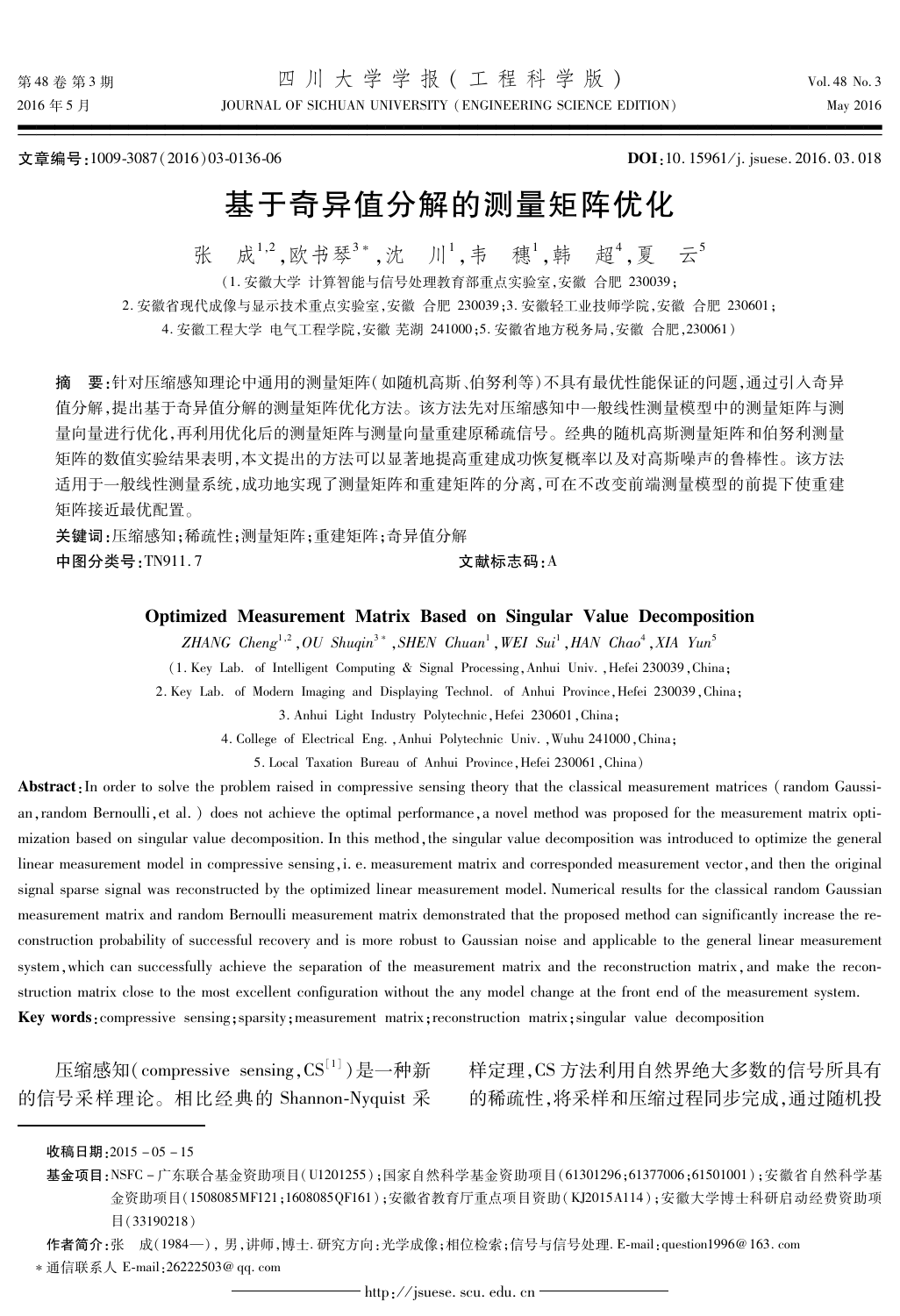文章编号:1009-3087(2016)03-0136-06　　　　**DOI**:10.15961/j.jsuese.2016.03.018

# 基于奇异值分解的测量矩阵优化

张　成[1,2],欧书琴[3*],沈　川[1],韦　穗[1],韩　超[4],夏　云[5]

(1.安徽大学 计算智能与信号处理教育部重点实验室,安徽 合肥 230039;
2.安徽省现代成像与显示技术重点实验室,安徽 合肥 230039;3.安徽轻工业技师学院,安徽 合肥 230601;
4.安徽工程大学 电气工程学院,安徽 芜湖 241000;5.安徽省地方税务局,安徽 合肥,230061)

**摘　要**:针对压缩感知理论中通用的测量矩阵(如随机高斯、伯努利等)不具有最优性能保证的问题,通过引入奇异值分解,提出基于奇异值分解的测量矩阵优化方法。该方法先对压缩感知中一般线性测量模型中的测量矩阵与测量向量进行优化,再利用优化后的测量矩阵与测量向量重建原稀疏信号。经典的随机高斯测量矩阵和伯努利测量矩阵的数值实验结果表明,本文提出的方法可以显著地提高重建成功恢复概率以及对高斯噪声的鲁棒性。该方法适用于一般线性测量系统,成功地实现了测量矩阵和重建矩阵的分离,可在不改变前端测量模型的前提下使重建矩阵接近最优配置。

**关键词**:压缩感知;稀疏性;测量矩阵;重建矩阵;奇异值分解

**中图分类号**:TN911.7　　　　**文献标志码**:A

## Optimized Measurement Matrix Based on Singular Value Decomposition

*ZHANG Cheng*[1,2], *OU Shuqin*[3*], *SHEN Chuan*[1], *WEI Sui*[1], *HAN Chao*[4], *XIA Yun*[5]

(1. Key Lab. of Intelligent Computing & Signal Processing, Anhui Univ., Hefei 230039, China;
2. Key Lab. of Modern Imaging and Displaying Technol. of Anhui Province, Hefei 230039, China;
3. Anhui Light Industry Polytechnic, Hefei 230601, China;
4. College of Electrical Eng., Anhui Polytechnic Univ., Wuhu 241000, China;
5. Local Taxation Bureau of Anhui Province, Hefei 230061, China)

**Abstract**: In order to solve the problem raised in compressive sensing theory that the classical measurement matrices (random Gaussian, random Bernoulli, et al.) does not achieve the optimal performance, a novel method was proposed for the measurement matrix optimization based on singular value decomposition. In this method, the singular value decomposition was introduced to optimize the general linear measurement model in compressive sensing, i.e. measurement matrix and corresponded measurement vector, and then the original signal sparse signal was reconstructed by the optimized linear measurement model. Numerical results for the classical random Gaussian measurement matrix and random Bernoulli measurement matrix demonstrated that the proposed method can significantly increase the reconstruction probability of successful recovery and is more robust to Gaussian noise and applicable to the general linear measurement system, which can successfully achieve the separation of the measurement matrix and the reconstruction matrix, and make the reconstruction matrix close to the most excellent configuration without the any model change at the front end of the measurement system.

**Key words**: compressive sensing; sparsity; measurement matrix; reconstruction matrix; singular value decomposition

压缩感知(compressive sensing, CS[1])是一种新的信号采样理论。相比经典的 Shannon-Nyquist 采样定理,CS 方法利用自然界绝大多数的信号所具有的稀疏性,将采样和压缩过程同步完成,通过随机投

---

**收稿日期**:2015-05-15

**基金项目**:NSFC-广东联合基金资助项目(U1201255);国家自然科学基金资助项目(61301296;61377006;61501001);安徽省自然科学基金资助项目(1508085MF121;1608085QF161);安徽省教育厅重点项目资助(KJ2015A114);安徽大学博士科研启动经费资助项目(33190218)

**作者简介**:张　成(1984—),男,讲师,博士.研究方向:光学成像;相位检索;信号与信号处理.E-mail:question1996@163.com

*通信联系人 E-mail:26222503@qq.com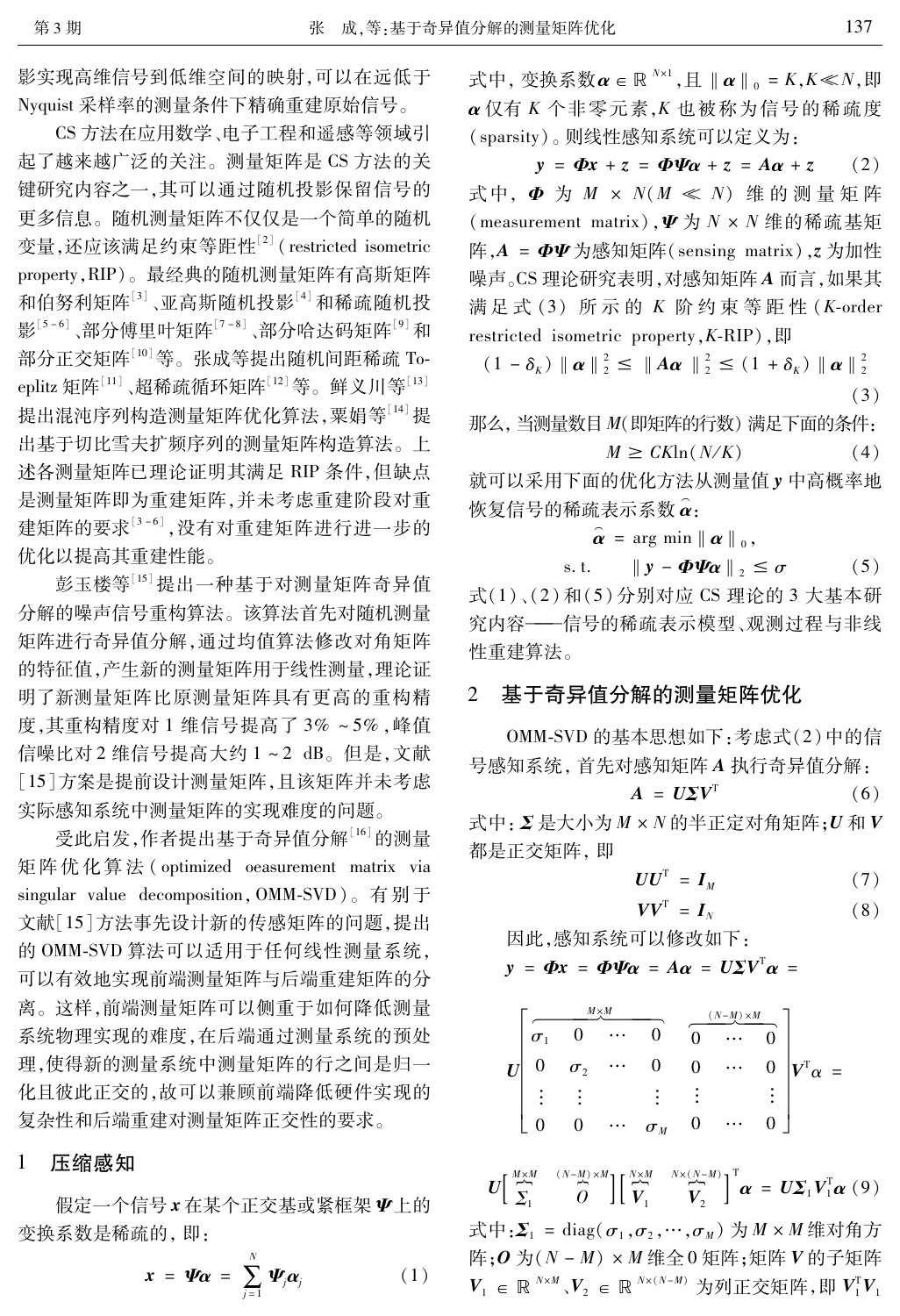影实现高维信号到低维空间的映射，可以在远低于 Nyquist 采样率的测量条件下精确重建原始信号。

CS 方法在应用数学、电子工程和遥感等领域引起了越来越广泛的关注。测量矩阵是 CS 方法的关键研究内容之一，其可以通过随机投影保留信号的更多信息。随机测量矩阵不仅仅是一个简单的随机变量，还应该满足约束等距性[2]（restricted isometric property, RIP）。最经典的随机测量矩阵有高斯矩阵和伯努利矩阵[3]、亚高斯随机投影[4]和稀疏随机投影[5-6]、部分傅里叶矩阵[7-8]、部分哈达码矩阵[9]和部分正交矩阵[10]等。张成等提出随机间距稀疏 Toeplitz 矩阵[11]、超稀疏循环矩阵[12]等。鲜义川等[13]提出混沌序列构造测量矩阵优化算法，粟娟等[14]提出基于切比雪夫扩频序列的测量矩阵构造算法。上述各测量矩阵已理论证明其满足 RIP 条件，但缺点是测量矩阵即为重建矩阵，并未考虑重建阶段对重建矩阵的要求[3-6]，没有对重建矩阵进行进一步的优化以提高其重建性能。

彭玉楼等[15]提出一种基于对测量矩阵奇异值分解的噪声信号重构算法。该算法首先对随机测量矩阵进行奇异值分解，通过均值算法修改对角矩阵的特征值，产生新的测量矩阵用于线性测量，理论证明了新测量矩阵比原测量矩阵具有更高的重构精度，其重构精度对 1 维信号提高了 3% ~5%，峰值信噪比对 2 维信号提高大约 1 ~2 dB。但是，文献[15]方案是提前设计测量矩阵，且该矩阵并未考虑实际感知系统中测量矩阵的实现难度的问题。

受此启发，作者提出基于奇异值分解[16]的测量矩阵优化算法（optimized oeasurement matrix via singular value decomposition, OMM-SVD）。有别于文献[15]方法事先设计新的传感矩阵的问题，提出的 OMM-SVD 算法可以适用于任何线性测量系统，可以有效地实现前端测量矩阵与后端重建矩阵的分离。这样，前端测量矩阵可以侧重于如何降低测量系统物理实现的难度，在后端通过测量系统的预处理，使得新的测量系统中测量矩阵的行之间是归一化且彼此正交的，故可以兼顾前端降低硬件实现的复杂性和后端重建对测量矩阵正交性的要求。

# 1 压缩感知

假定一个信号 $\boldsymbol{x}$ 在某个正交基或紧框架 $\boldsymbol{\Psi}$ 上的变换系数是稀疏的，即：

$$\boldsymbol{x} = \boldsymbol{\Psi\alpha} = \sum_{j=1}^{N} \boldsymbol{\Psi}_j \boldsymbol{\alpha}_j \tag{1}$$

式中，变换系数 $\boldsymbol{\alpha} \in \mathbb{R}^{N\times 1}$，且 $\|\boldsymbol{\alpha}\|_0 = K, K \ll N$，即 $\boldsymbol{\alpha}$ 仅有 $K$ 个非零元素，$K$ 也被称为信号的稀疏度（sparsity）。则线性感知系统可以定义为：

$$\boldsymbol{y} = \boldsymbol{\Phi x} + \boldsymbol{z} = \boldsymbol{\Phi\Psi\alpha} + \boldsymbol{z} = \boldsymbol{A\alpha} + \boldsymbol{z} \tag{2}$$

式中，$\boldsymbol{\Phi}$ 为 $M \times N (M \ll N)$ 维的测量矩阵（measurement matrix），$\boldsymbol{\Psi}$ 为 $N \times N$ 维的稀疏基矩阵，$\boldsymbol{A} = \boldsymbol{\Phi\Psi}$ 为感知矩阵（sensing matrix），$\boldsymbol{z}$ 为加性噪声。CS 理论研究表明，对感知矩阵 $\boldsymbol{A}$ 而言，如果其满足式（3）所示的 $K$ 阶约束等距性（$K$-order restricted isometric property, $K$-RIP），即

$$(1-\delta_K)\|\boldsymbol{\alpha}\|_2^2 \le \|\boldsymbol{A\alpha}\|_2^2 \le (1+\delta_K)\|\boldsymbol{\alpha}\|_2^2 \tag{3}$$

那么，当测量数目 $M$（即矩阵的行数）满足下面的条件：

$$M \ge CK\ln(N/K) \tag{4}$$

就可以采用下面的优化方法从测量值 $\boldsymbol{y}$ 中高概率地恢复信号的稀疏表示系数 $\hat{\boldsymbol{\alpha}}$：

$$\hat{\boldsymbol{\alpha}} = \arg\min \|\boldsymbol{\alpha}\|_0,\quad \text{s.t.}\quad \|\boldsymbol{y} - \boldsymbol{\Phi\Psi\alpha}\|_2 \le \sigma \tag{5}$$

式（1）、（2）和（5）分别对应 CS 理论的 3 大基本研究内容——信号的稀疏表示模型、观测过程与非线性重建算法。

# 2 基于奇异值分解的测量矩阵优化

OMM-SVD 的基本思想如下：考虑式（2）中的信号感知系统，首先对感知矩阵 $\boldsymbol{A}$ 执行奇异值分解：

$$\boldsymbol{A} = \boldsymbol{U\Sigma V}^{\mathrm{T}} \tag{6}$$

式中：$\boldsymbol{\Sigma}$ 是大小为 $M \times N$ 的半正定对角矩阵；$\boldsymbol{U}$ 和 $\boldsymbol{V}$ 都是正交矩阵，即

$$\boldsymbol{UU}^{\mathrm{T}} = \boldsymbol{I}_M \tag{7}$$

$$\boldsymbol{VV}^{\mathrm{T}} = \boldsymbol{I}_N \tag{8}$$

因此，感知系统可以修改如下：

$$\boldsymbol{y} = \boldsymbol{\Phi x} = \boldsymbol{\Phi\Psi\alpha} = \boldsymbol{A\alpha} = \boldsymbol{U\Sigma V}^{\mathrm{T}}\boldsymbol{\alpha} =$$

$$\boldsymbol{U}\begin{bmatrix} \overbrace{\begin{matrix} \sigma_1 & 0 & \cdots & 0 \\ 0 & \sigma_2 & \cdots & 0 \\ \vdots & \vdots & & \vdots \\ 0 & 0 & \cdots & \sigma_M \end{matrix}}^{M\times M} & \overbrace{\begin{matrix} 0 & \cdots & 0 \\ 0 & \cdots & 0 \\ \vdots & & \vdots \\ 0 & \cdots & 0 \end{matrix}}^{(N-M)\times M} \end{bmatrix} \boldsymbol{V}^{\mathrm{T}}\alpha =$$

$$\boldsymbol{U}\Big[\overbrace{\boldsymbol{\Sigma}_1}^{M\times M}\quad \overbrace{\boldsymbol{O}}^{(N-M)\times M}\Big]\Big[\overbrace{\boldsymbol{V}_1}^{N\times M}\quad \overbrace{\boldsymbol{V}_2}^{N\times(N-M)}\Big]^{\mathrm{T}}\boldsymbol{\alpha} = \boldsymbol{U\Sigma}_1\boldsymbol{V}_1^{\mathrm{T}}\boldsymbol{\alpha} \tag{9}$$

式中：$\boldsymbol{\Sigma}_1 = \mathrm{diag}(\sigma_1, \sigma_2, \cdots, \sigma_M)$ 为 $M \times M$ 维对角方阵；$\boldsymbol{O}$ 为 $(N-M) \times M$ 维全 0 矩阵；矩阵 $\boldsymbol{V}$ 的子矩阵 $\boldsymbol{V}_1 \in \mathbb{R}^{N\times M}$、$\boldsymbol{V}_2 \in \mathbb{R}^{N\times(N-M)}$ 为列正交矩阵，即 $\boldsymbol{V}_1^{\mathrm{T}}\boldsymbol{V}_1$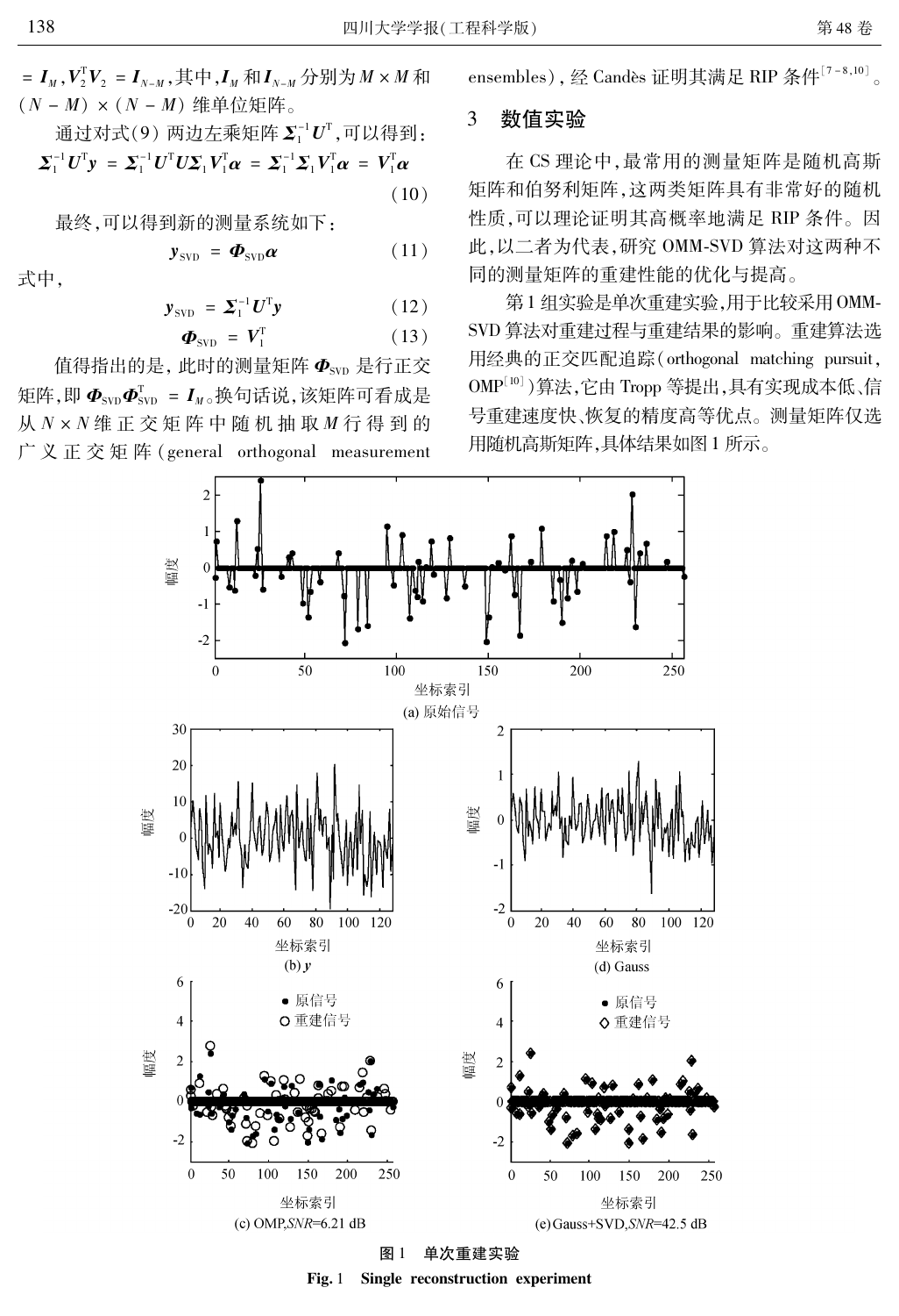$=\boldsymbol{I}_M$，$\boldsymbol{V}_2^{\mathrm{T}}\boldsymbol{V}_2=\boldsymbol{I}_{N-M}$，其中，$\boldsymbol{I}_M$ 和 $\boldsymbol{I}_{N-M}$ 分别为 $M\times M$ 和 $(N-M)\times(N-M)$ 维单位矩阵。

通过对式(9)两边左乘矩阵 $\boldsymbol{\Sigma}_1^{-1}\boldsymbol{U}^{\mathrm{T}}$，可以得到：

$$\boldsymbol{\Sigma}_1^{-1}\boldsymbol{U}^{\mathrm{T}}\boldsymbol{y}=\boldsymbol{\Sigma}_1^{-1}\boldsymbol{U}^{\mathrm{T}}\boldsymbol{U}\boldsymbol{\Sigma}_1\boldsymbol{V}_1^{\mathrm{T}}\boldsymbol{\alpha}=\boldsymbol{\Sigma}_1^{-1}\boldsymbol{\Sigma}_1\boldsymbol{V}_1^{\mathrm{T}}\boldsymbol{\alpha}=\boldsymbol{V}_1^{\mathrm{T}}\boldsymbol{\alpha} \tag{10}$$

最终，可以得到新的测量系统如下：

$$\boldsymbol{y}_{\mathrm{SVD}}=\boldsymbol{\Phi}_{\mathrm{SVD}}\boldsymbol{\alpha} \tag{11}$$

式中，

$$\boldsymbol{y}_{\mathrm{SVD}}=\boldsymbol{\Sigma}_1^{-1}\boldsymbol{U}^{\mathrm{T}}\boldsymbol{y} \tag{12}$$

$$\boldsymbol{\Phi}_{\mathrm{SVD}}=\boldsymbol{V}_1^{\mathrm{T}} \tag{13}$$

值得指出的是，此时的测量矩阵 $\boldsymbol{\Phi}_{\mathrm{SVD}}$ 是行正交矩阵，即 $\boldsymbol{\Phi}_{\mathrm{SVD}}\boldsymbol{\Phi}_{\mathrm{SVD}}^{\mathrm{T}}=\boldsymbol{I}_M$。换句话说，该矩阵可看成是从 $N\times N$ 维正交矩阵中随机抽取 $M$ 行得到的广义正交矩阵(general orthogonal measurement ensembles)，经 Candès 证明其满足 RIP 条件[7-8,10]。

## 3 数值实验

在 CS 理论中，最常用的测量矩阵是随机高斯矩阵和伯努利矩阵，这两类矩阵具有非常好的随机性质，可以理论证明其高概率地满足 RIP 条件。因此，以二者为代表，研究 OMM-SVD 算法对这两种不同的测量矩阵的重建性能的优化与提高。

第1组实验是单次重建实验，用于比较采用 OMM-SVD 算法对重建过程与重建结果的影响。重建算法选用经典的正交匹配追踪(orthogonal matching pursuit, OMP[10])算法，它由 Tropp 等提出，具有实现成本低、信号重建速度快、恢复的精度高等优点。测量矩阵仅选用随机高斯矩阵，具体结果如图1所示。

(a) 原始信号

(b) $\boldsymbol{y}$

(d) Gauss

(c) OMP, $SNR$=6.21 dB

(e) Gauss+SVD, $SNR$=42.5 dB

图1　单次重建实验

Fig. 1　Single reconstruction experiment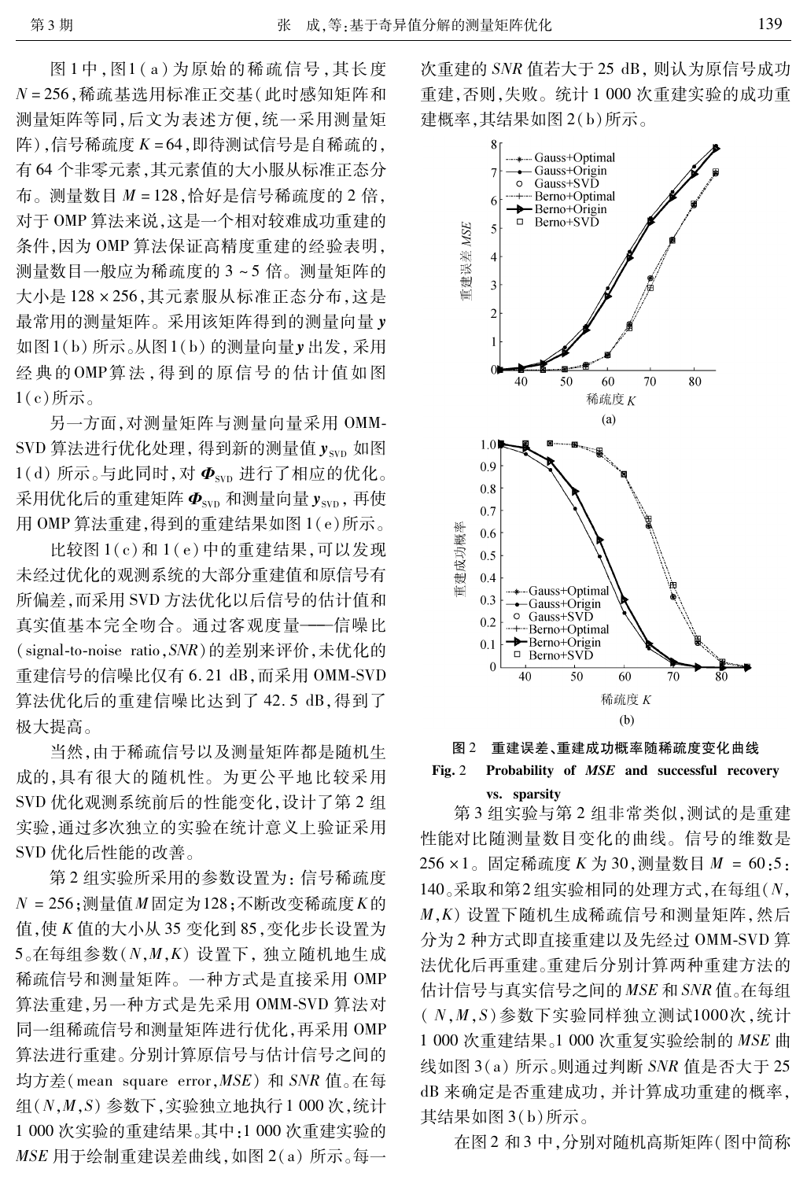图1中,图1(a)为原始的稀疏信号,其长度 $N=256$,稀疏基选用标准正交基(此时感知矩阵和测量矩阵等同,后文为表述方便,统一采用测量矩阵),信号稀疏度 $K=64$,即待测试信号是自稀疏的,有64个非零元素,其元素值的大小服从标准正态分布。测量数目 $M=128$,恰好是信号稀疏度的2倍,对于OMP算法来说,这是一个相对较难成功重建的条件,因为OMP算法保证高精度重建的经验表明,测量数目一般应为稀疏度的3~5倍。测量矩阵的大小是 $128\times256$,其元素服从标准正态分布,这是最常用的测量矩阵。采用该矩阵得到的测量向量 $\boldsymbol{y}$ 如图1(b)所示。从图1(b)的测量向量 $\boldsymbol{y}$ 出发,采用经典的OMP算法,得到的原信号的估计值如图1(c)所示。

另一方面,对测量矩阵与测量向量采用OMM-SVD算法进行优化处理,得到新的测量值 $\boldsymbol{y}_{\mathrm{SVD}}$ 如图1(d)所示。与此同时,对 $\boldsymbol{\Phi}_{\mathrm{SVD}}$ 进行了相应的优化。采用优化后的重建矩阵 $\boldsymbol{\Phi}_{\mathrm{SVD}}$ 和测量向量 $\boldsymbol{y}_{\mathrm{SVD}}$,再使用OMP算法重建,得到的重建结果如图1(e)所示。

比较图1(c)和1(e)中的重建结果,可以发现未经过优化的观测系统的大部分重建值和原信号有所偏差,而采用SVD方法优化以后信号的估计值和真实值基本完全吻合。通过客观度量——信噪比(signal-to-noise ratio, *SNR*)的差别来评价,未优化的重建信号的信噪比仅有6.21 dB,而采用OMM-SVD算法优化后的重建信噪比达到了42.5 dB,得到了极大提高。

当然,由于稀疏信号以及测量矩阵都是随机生成的,具有很大的随机性。为更公平地比较采用SVD优化观测系统前后的性能变化,设计了第2组实验,通过多次独立的实验在统计意义上验证采用SVD优化后性能的改善。

第2组实验所采用的参数设置为:信号稀疏度 $N=256$;测量值 $M$ 固定为128;不断改变稀疏度 $K$ 的值,使 $K$ 值的大小从35变化到85,变化步长设置为5。在每组参数 $(N,M,K)$ 设置下,独立随机地生成稀疏信号和测量矩阵。一种方式是直接采用OMP算法重建,另一种方式是先采用OMM-SVD算法对同一组稀疏信号和测量矩阵进行优化,再采用OMP算法进行重建。分别计算原信号与估计信号之间的均方差(mean square error, *MSE*)和 *SNR* 值。在每组 $(N,M,S)$ 参数下,实验独立地执行1 000次,统计1 000次实验的重建结果。其中:1 000次重建实验的 *MSE* 用于绘制重建误差曲线,如图2(a)所示。每一次重建的 *SNR* 值若大于25 dB,则认为原信号成功重建,否则,失败。统计1 000次重建实验的成功重建概率,其结果如图2(b)所示。

**图2 重建误差、重建成功概率随稀疏度变化曲线**

**Fig. 2 Probability of *MSE* and successful recovery vs. sparsity**

第3组实验与第2组非常类似,测试的是重建性能对比随测量数目变化的曲线。信号的维数是 $256\times1$。固定稀疏度 $K$ 为30,测量数目 $M=60:5:140$。采取和第2组实验相同的处理方式,在每组 $(N,M,K)$ 设置下随机生成稀疏信号和测量矩阵,然后分为2种方式即直接重建以及先经过OMM-SVD算法优化后再重建。重建后分别计算两种重建方法的估计信号与真实信号之间的 *MSE* 和 *SNR* 值。在每组 $(N,M,S)$ 参数下实验同样独立测试1000次,统计1 000次重建结果。1 000次重复实验绘制的 *MSE* 曲线如图3(a)所示。则通过判断 *SNR* 值是否大于25 dB来确定是否重建成功,并计算成功重建的概率,其结果如图3(b)所示。

在图2和3中,分别对随机高斯矩阵(图中简称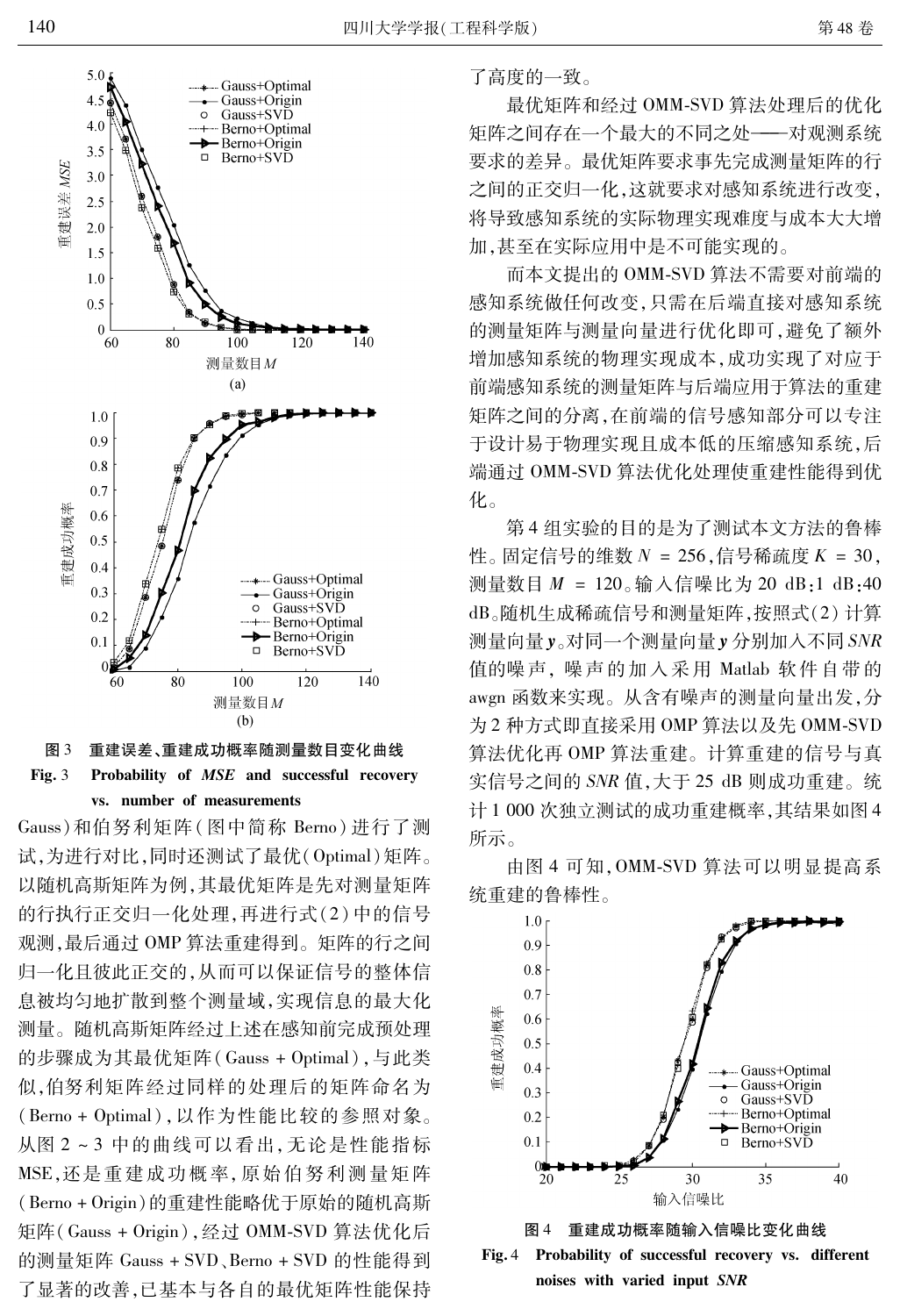图3　重建误差、重建成功概率随测量数目变化曲线

**Fig. 3　Probability of *MSE* and successful recovery vs. number of measurements**

Gauss)和伯努利矩阵(图中简称 Berno)进行了测试,为进行对比,同时还测试了最优(Optimal)矩阵。以随机高斯矩阵为例,其最优矩阵是先对测量矩阵的行执行正交归一化处理,再进行式(2)中的信号观测,最后通过 OMP 算法重建得到。矩阵的行之间归一化且彼此正交的,从而可以保证信号的整体信息被均匀地扩散到整个测量域,实现信息的最大化测量。随机高斯矩阵经过上述在感知前完成预处理的步骤成为其最优矩阵(Gauss + Optimal),与此类似,伯努利矩阵经过同样的处理后的矩阵命名为(Berno + Optimal),以作为性能比较的参照对象。从图2～3 中的曲线可以看出,无论是性能指标 MSE,还是重建成功概率,原始伯努利测量矩阵(Berno + Origin)的重建性能略优于原始的随机高斯矩阵(Gauss + Origin),经过 OMM-SVD 算法优化后的测量矩阵 Gauss + SVD、Berno + SVD 的性能得到了显著的改善,已基本与各自的最优矩阵性能保持了高度的一致。

最优矩阵和经过 OMM-SVD 算法处理后的优化矩阵之间存在一个最大的不同之处——对观测系统要求的差异。最优矩阵要求事先完成测量矩阵的行之间的正交归一化,这就要求对感知系统进行改变,将导致感知系统的实际物理实现难度与成本大大增加,甚至在实际应用中是不可能实现的。

而本文提出的 OMM-SVD 算法不需要对前端的感知系统做任何改变,只需在后端直接对感知系统的测量矩阵与测量向量进行优化即可,避免了额外增加感知系统的物理实现成本,成功实现了对应于前端感知系统的测量矩阵与后端应用于算法的重建矩阵之间的分离,在前端的信号感知部分可以专注于设计易于物理实现且成本低的压缩感知系统,后端通过 OMM-SVD 算法优化处理使重建性能得到优化。

第4组实验的目的是为了测试本文方法的鲁棒性。固定信号的维数 $N = 256$,信号稀疏度 $K = 30$,测量数目 $M = 120$。输入信噪比为 20 dB:1 dB:40 dB。随机生成稀疏信号和测量矩阵,按照式(2)计算测量向量 $\boldsymbol{y}$。对同一个测量向量 $\boldsymbol{y}$ 分别加入不同 *SNR* 值的噪声,噪声的加入采用 Matlab 软件自带的 awgn 函数来实现。从含有噪声的测量向量出发,分为2种方式即直接采用 OMP 算法以及先 OMM-SVD 算法优化再 OMP 算法重建。计算重建的信号与真实信号之间的 *SNR* 值,大于 25 dB 则成功重建。统计 1 000 次独立测试的成功重建概率,其结果如图4所示。

由图4可知,OMM-SVD 算法可以明显提高系统重建的鲁棒性。

图4　重建成功概率随输入信噪比变化曲线

**Fig. 4　Probability of successful recovery vs. different noises with varied input *SNR***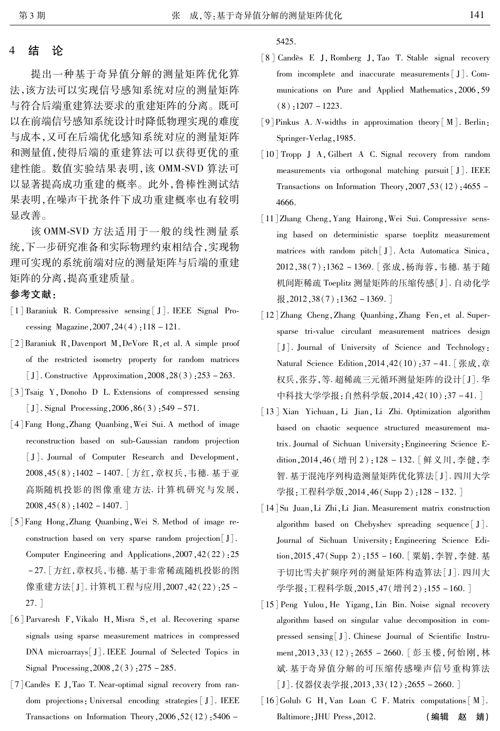## 4 结 论

提出一种基于奇异值分解的测量矩阵优化算法,该方法可以实现信号感知系统对应的测量矩阵与符合后端重建算法要求的重建矩阵的分离。既可以在前端信号感知系统设计时降低物理实现的难度与成本,又可在后端优化感知系统对应的测量矩阵和测量值,使得后端的重建算法可以获得更优的重建性能。数值实验结果表明,该 OMM-SVD 算法可以显著提高成功重建的概率。此外,鲁棒性测试结果表明,在噪声干扰条件下成功重建概率也有较明显改善。

该 OMM-SVD 方法适用于一般的线性测量系统,下一步研究准备和实际物理约束相结合,实现物理可实现的系统前端对应的测量矩阵与后端的重建矩阵的分离,提高重建质量。

**参考文献:**

[1] Baraniuk R. Compressive sensing[J]. IEEE Signal Processing Magazine, 2007, 24(4): 118 - 121.

[2] Baraniuk R, Davenport M, DeVore R, et al. A simple proof of the restricted isometry property for random matrices [J]. Constructive Approximation, 2008, 28(3): 253 - 263.

[3] Tsaig Y, Donoho D L. Extensions of compressed sensing [J]. Signal Processing, 2006, 86(3): 549 - 571.

[4] Fang Hong, Zhang Quanbing, Wei Sui. A method of image reconstruction based on sub-Gaussian random projection [J]. Journal of Computer Research and Development, 2008, 45(8): 1402 - 1407. [方红,章权兵,韦穗. 基于亚高斯随机投影的图像重建方法. 计算机研究与发展, 2008, 45(8): 1402 - 1407.]

[5] Fang Hong, Zhang Quanbing, Wei S. Method of image reconstruction based on very sparse random projection[J]. Computer Engineering and Applications, 2007, 42(22): 25 - 27. [方红,章权兵,韦穗. 基于非常稀疏随机投影的图像重建方法[J]. 计算机工程与应用, 2007, 42(22): 25 - 27.]

[6] Parvaresh F, Vikalo H, Misra S, et al. Recovering sparse signals using sparse measurement matrices in compressed DNA microarrays[J]. IEEE Journal of Selected Topics in Signal Processing, 2008, 2(3): 275 - 285.

[7] Candès E J, Tao T. Near-optimal signal recovery from random projections: Universal encoding strategies[J]. IEEE Transactions on Information Theory, 2006, 52(12): 5406 - 5425.

[8] Candès E J, Romberg J, Tao T. Stable signal recovery from incomplete and inaccurate measurements[J]. Communications on Pure and Applied Mathematics, 2006, 59(8): 1207 - 1223.

[9] Pinkus A. *N*-widths in approximation theory[M]. Berlin: Springer-Verlag, 1985.

[10] Tropp J A, Gilbert A C. Signal recovery from random measurements via orthogonal matching pursuit[J]. IEEE Transactions on Information Theory, 2007, 53(12): 4655 - 4666.

[11] Zhang Cheng, Yang Hairong, Wei Sui. Compressive sensing based on deterministic sparse toeplitz measurement matrices with random pitch[J]. Acta Automatica Sinica, 2012, 38(7): 1362 - 1369. [张成,杨海蓉,韦穗. 基于随机间距稀疏 Toeplitz 测量矩阵的压缩传感[J]. 自动化学报, 2012, 38(7): 1362 - 1369.]

[12] Zhang Cheng, Zhang Quanbing, Zhang Fen, et al. Super-sparse tri-value circulant measurement matrices design [J]. Journal of University of Science and Technology: Natural Science Edition, 2014, 42(10): 37 - 41. [张成,章权兵,张芬,等. 超稀疏三元循环测量矩阵的设计[J]. 华中科技大学学报:自然科学版, 2014, 42(10): 37 - 41.]

[13] Xian Yichuan, Li Jian, Li Zhi. Optimization algorithm based on chaotic sequence structured measurement matrix. Journal of Sichuan University: Engineering Science Edition, 2014, 46(增刊 2): 128 - 132. [鲜义川,李健,李智. 基于混沌序列构造测量矩阵优化算法[J]. 四川大学学报:工程科学版, 2014, 46(Supp 2): 128 - 132.]

[14] Su Juan, Li Zhi, Li Jian. Measurement matrix construction algorithm based on Chebyshev spreading sequence[J]. Journal of Sichuan University: Engineering Science Edition, 2015, 47(Supp 2): 155 - 160. [粟娟,李智,李健. 基于切比雪夫扩频序列的测量矩阵构造算法[J]. 四川大学学报:工程科学版, 2015, 47(增刊 2): 155 - 160.]

[15] Peng Yulou, He Yigang, Lin Bin. Noise signal recovery algorithm based on singular value decomposition in compressed sensing[J]. Chinese Journal of Scientific Instrument, 2013, 33(12): 2655 - 2660. [彭玉楼,何怡刚,林斌. 基于奇异值分解的可压缩传感噪声信号重构算法[J]. 仪器仪表学报, 2013, 33(12): 2655 - 2660.]

[16] Golub G H, Van Loan C F. Matrix computations[M]. Baltimore: JHU Press, 2012.

(编辑 赵 婧)